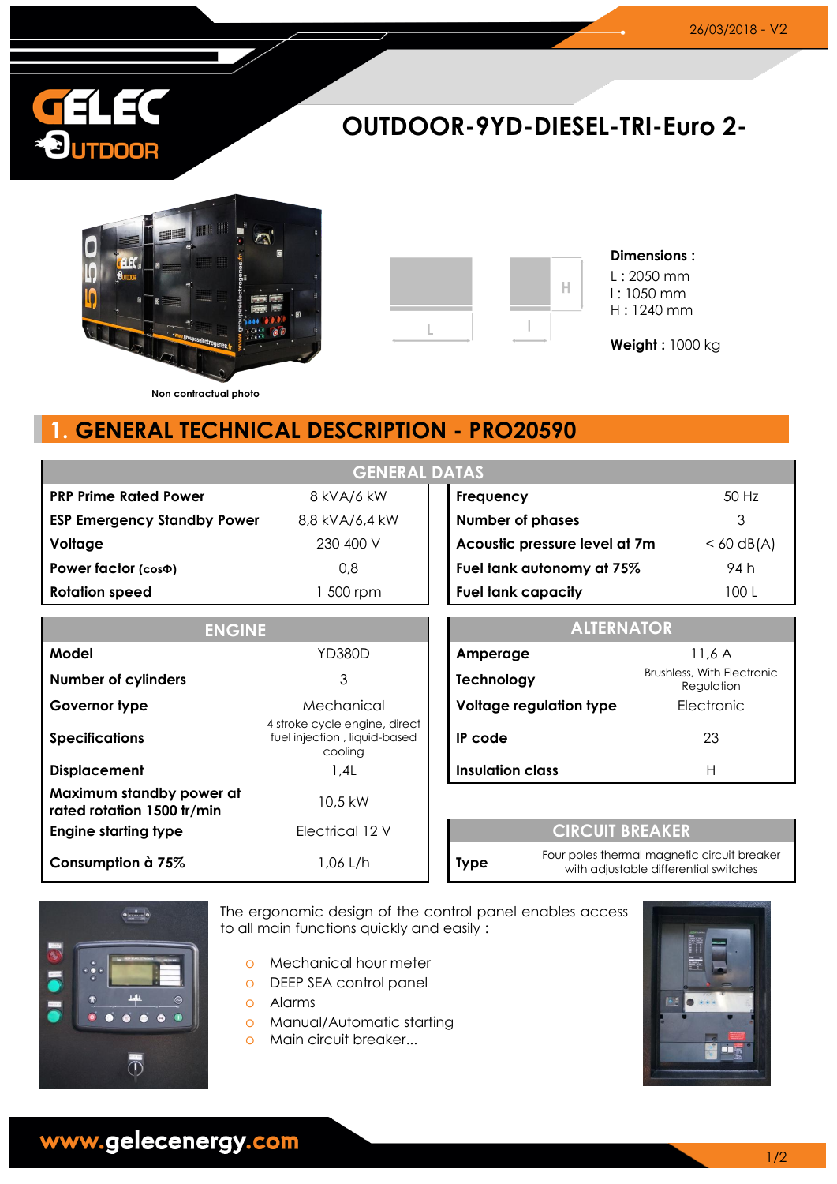26/03/2018 - V2

# OUTDOOR-9YD-DIESEL-TRI-Euro 2-

Non contractual photo

**Dimensions :**
L : 2050 mm
l : 1050 mm
H : 1240 mm

**Weight :** 1000 kg

## 1. GENERAL TECHNICAL DESCRIPTION - PRO20590

| GENERAL DATAS | | | |
|---|---|---|---|
| **PRP Prime Rated Power** | 8 kVA/6 kW | **Frequency** | 50 Hz |
| **ESP Emergency Standby Power** | 8,8 kVA/6,4 kW | **Number of phases** | 3 |
| **Voltage** | 230 400 V | **Acoustic pressure level at 7m** | < 60 dB(A) |
| **Power factor (cosΦ)** | 0,8 | **Fuel tank autonomy at 75%** | 94 h |
| **Rotation speed** | 1 500 rpm | **Fuel tank capacity** | 100 L |

| ENGINE | |
|---|---|
| **Model** | YD380D |
| **Number of cylinders** | 3 |
| **Governor type** | Mechanical |
| **Specifications** | 4 stroke cycle engine, direct fuel injection , liquid-based cooling |
| **Displacement** | 1,4L |
| **Maximum standby power at rated rotation 1500 tr/min** | 10,5 kW |
| **Engine starting type** | Electrical 12 V |
| **Consumption à 75%** | 1,06 L/h |

| ALTERNATOR | |
|---|---|
| **Amperage** | 11,6 A |
| **Technology** | Brushless, With Electronic Regulation |
| **Voltage regulation type** | Electronic |
| **IP code** | 23 |
| **Insulation class** | H |

| CIRCUIT BREAKER | |
|---|---|
| **Type** | Four poles thermal magnetic circuit breaker with adjustable differential switches |

The ergonomic design of the control panel enables access to all main functions quickly and easily :

- Mechanical hour meter
- DEEP SEA control panel
- Alarms
- Manual/Automatic starting
- Main circuit breaker...

www.gelecenergy.com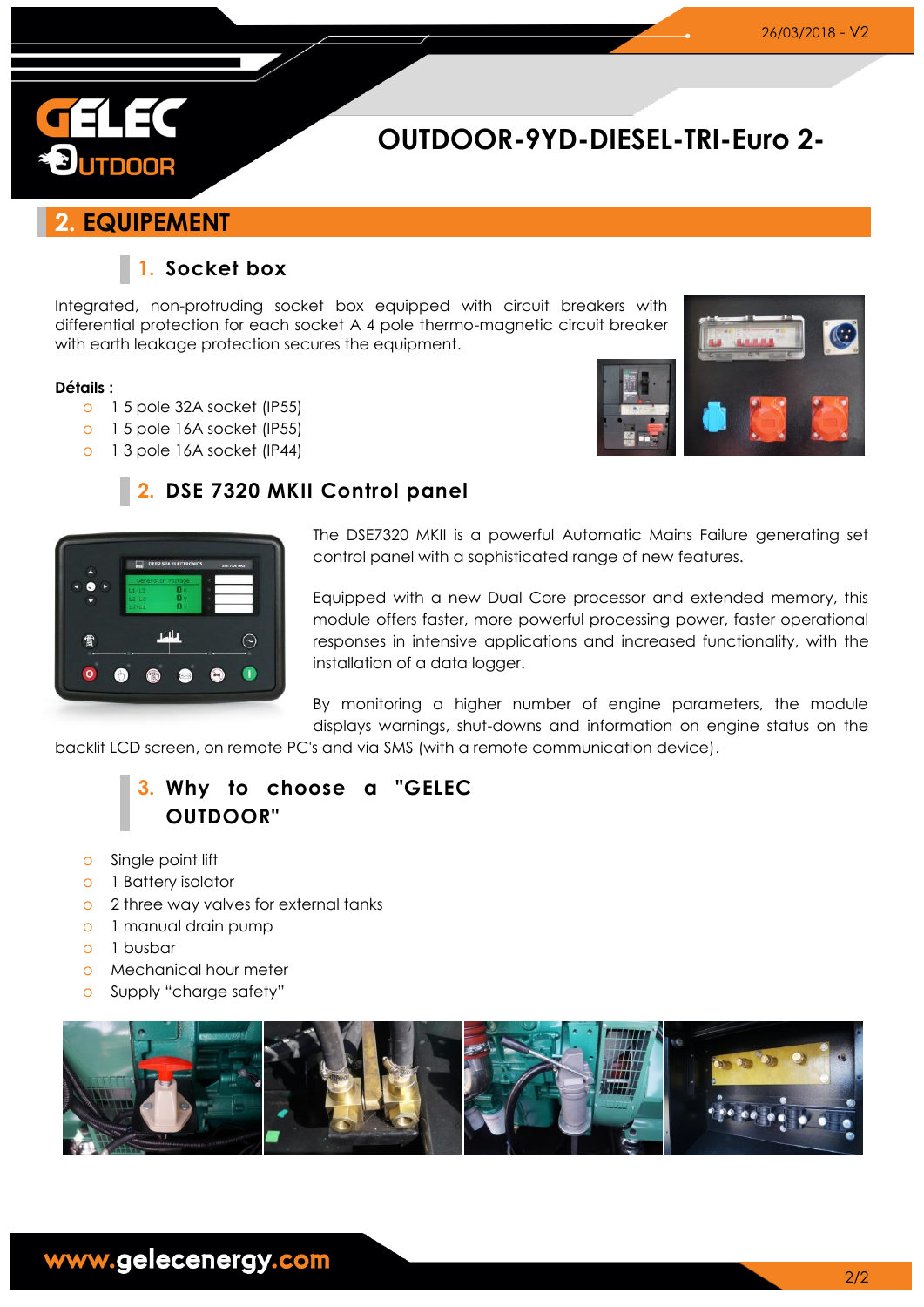# OUTDOOR-9YD-DIESEL-TRI-Euro 2-

## 2. EQUIPEMENT

### 1. Socket box

Integrated, non-protruding socket box equipped with circuit breakers with differential protection for each socket A 4 pole thermo-magnetic circuit breaker with earth leakage protection secures the equipment.

**Détails :**

- 1 5 pole 32A socket (IP55)
- 1 5 pole 16A socket (IP55)
- 1 3 pole 16A socket (IP44)

### 2. DSE 7320 MKII Control panel

The DSE7320 MKII is a powerful Automatic Mains Failure generating set control panel with a sophisticated range of new features.

Equipped with a new Dual Core processor and extended memory, this module offers faster, more powerful processing power, faster operational responses in intensive applications and increased functionality, with the installation of a data logger.

By monitoring a higher number of engine parameters, the module displays warnings, shut-downs and information on engine status on the backlit LCD screen, on remote PC's and via SMS (with a remote communication device).

### 3. Why to choose a "GELEC OUTDOOR"

- Single point lift
- 1 Battery isolator
- 2 three way valves for external tanks
- 1 manual drain pump
- 1 busbar
- Mechanical hour meter
- Supply “charge safety”